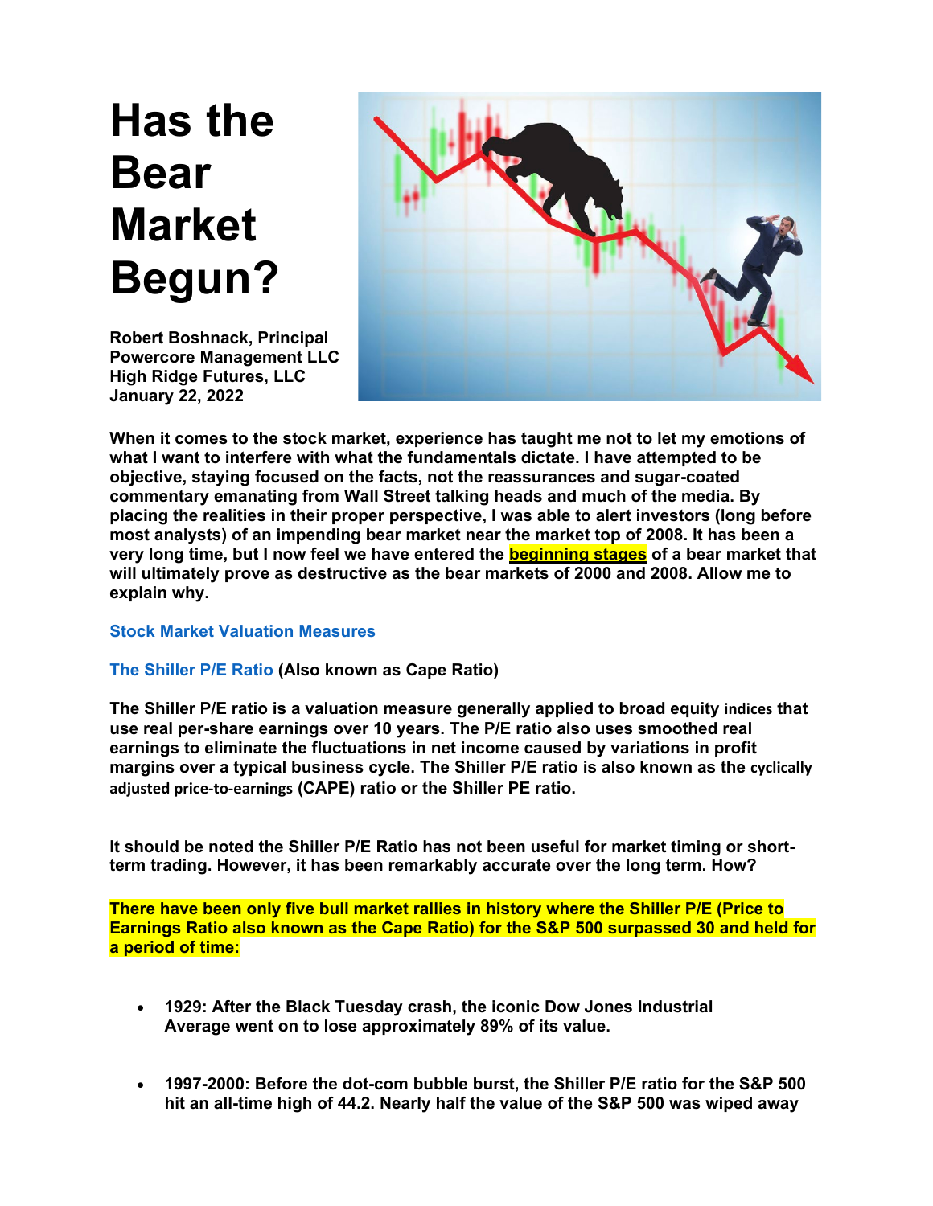# Has the Bear Market Begun?

**Robert Boshnack, Principal**
**Powercore Management LLC**
**High Ridge Futures, LLC**
**January 22, 2022**

**When it comes to the stock market, experience has taught me not to let my emotions of what I want to interfere with what the fundamentals dictate. I have attempted to be objective, staying focused on the facts, not the reassurances and sugar-coated commentary emanating from Wall Street talking heads and much of the media. By placing the realities in their proper perspective, I was able to alert investors (long before most analysts) of an impending bear market near the market top of 2008. It has been a very long time, but I now feel we have entered the beginning stages of a bear market that will ultimately prove as destructive as the bear markets of 2000 and 2008. Allow me to explain why.**

## Stock Market Valuation Measures

### The Shiller P/E Ratio (Also known as Cape Ratio)

**The Shiller P/E ratio is a valuation measure generally applied to broad equity indices that use real per-share earnings over 10 years. The P/E ratio also uses smoothed real earnings to eliminate the fluctuations in net income caused by variations in profit margins over a typical business cycle. The Shiller P/E ratio is also known as the cyclically adjusted price-to-earnings (CAPE) ratio or the Shiller PE ratio.**

**It should be noted the Shiller P/E Ratio has not been useful for market timing or short-term trading. However, it has been remarkably accurate over the long term. How?**

**There have been only five bull market rallies in history where the Shiller P/E (Price to Earnings Ratio also known as the Cape Ratio) for the S&P 500 surpassed 30 and held for a period of time:**

- **1929: After the Black Tuesday crash, the iconic Dow Jones Industrial Average went on to lose approximately 89% of its value.**
- **1997-2000: Before the dot-com bubble burst, the Shiller P/E ratio for the S&P 500 hit an all-time high of 44.2. Nearly half the value of the S&P 500 was wiped away**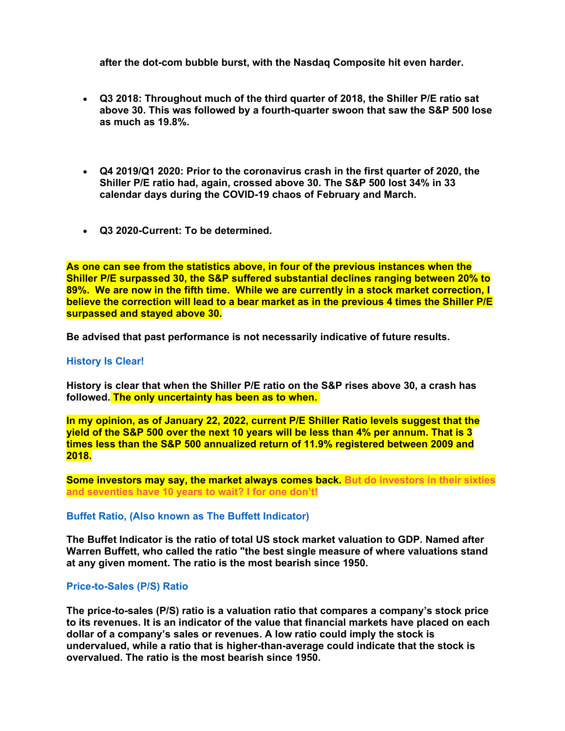**after the dot-com bubble burst, with the Nasdaq Composite hit even harder.**

- **Q3 2018: Throughout much of the third quarter of 2018, the Shiller P/E ratio sat above 30. This was followed by a fourth-quarter swoon that saw the S&P 500 lose as much as 19.8%.**

- **Q4 2019/Q1 2020: Prior to the coronavirus crash in the first quarter of 2020, the Shiller P/E ratio had, again, crossed above 30. The S&P 500 lost 34% in 33 calendar days during the COVID-19 chaos of February and March.**

- **Q3 2020-Current: To be determined.**

**As one can see from the statistics above, in four of the previous instances when the Shiller P/E surpassed 30, the S&P suffered substantial declines ranging between 20% to 89%. We are now in the fifth time. While we are currently in a stock market correction, I believe the correction will lead to a bear market as in the previous 4 times the Shiller P/E surpassed and stayed above 30.**

**Be advised that past performance is not necessarily indicative of future results.**

### History Is Clear!

**History is clear that when the Shiller P/E ratio on the S&P rises above 30, a crash has followed. The only uncertainty has been as to when.**

**In my opinion, as of January 22, 2022, current P/E Shiller Ratio levels suggest that the yield of the S&P 500 over the next 10 years will be less than 4% per annum. That is 3 times less than the S&P 500 annualized return of 11.9% registered between 2009 and 2018.**

**Some investors may say, the market always comes back. But do investors in their sixties and seventies have 10 years to wait? I for one don't!**

### Buffet Ratio, (Also known as The Buffett Indicator)

**The Buffet Indicator is the ratio of total US stock market valuation to GDP. Named after Warren Buffett, who called the ratio "the best single measure of where valuations stand at any given moment. The ratio is the most bearish since 1950.**

### Price-to-Sales (P/S) Ratio

**The price-to-sales (P/S) ratio is a valuation ratio that compares a company's stock price to its revenues. It is an indicator of the value that financial markets have placed on each dollar of a company's sales or revenues. A low ratio could imply the stock is undervalued, while a ratio that is higher-than-average could indicate that the stock is overvalued. The ratio is the most bearish since 1950.**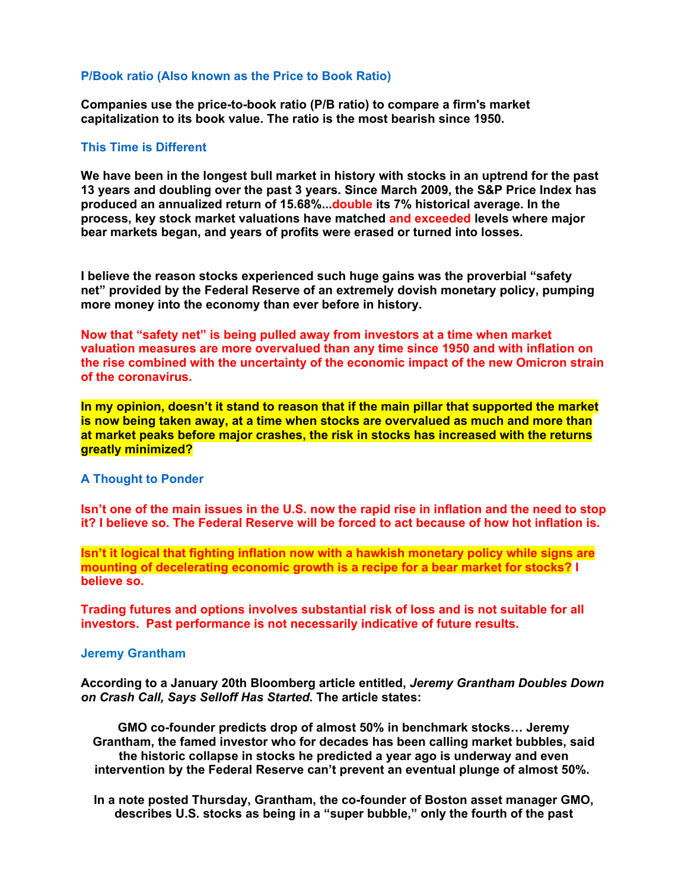### P/Book ratio (Also known as the Price to Book Ratio)

**Companies use the price-to-book ratio (P/B ratio) to compare a firm's market capitalization to its book value. The ratio is the most bearish since 1950.**

### This Time is Different

**We have been in the longest bull market in history with stocks in an uptrend for the past 13 years and doubling over the past 3 years. Since March 2009, the S&P Price Index has produced an annualized return of 15.68%...double its 7% historical average. In the process, key stock market valuations have matched and exceeded levels where major bear markets began, and years of profits were erased or turned into losses.**

**I believe the reason stocks experienced such huge gains was the proverbial "safety net" provided by the Federal Reserve of an extremely dovish monetary policy, pumping more money into the economy than ever before in history.**

**Now that "safety net" is being pulled away from investors at a time when market valuation measures are more overvalued than any time since 1950 and with inflation on the rise combined with the uncertainty of the economic impact of the new Omicron strain of the coronavirus.**

**In my opinion, doesn't it stand to reason that if the main pillar that supported the market is now being taken away, at a time when stocks are overvalued as much and more than at market peaks before major crashes, the risk in stocks has increased with the returns greatly minimized?**

### A Thought to Ponder

**Isn't one of the main issues in the U.S. now the rapid rise in inflation and the need to stop it? I believe so. The Federal Reserve will be forced to act because of how hot inflation is.**

**Isn't it logical that fighting inflation now with a hawkish monetary policy while signs are mounting of decelerating economic growth is a recipe for a bear market for stocks? I believe so.**

**Trading futures and options involves substantial risk of loss and is not suitable for all investors. Past performance is not necessarily indicative of future results.**

### Jeremy Grantham

**According to a January 20th Bloomberg article entitled, *Jeremy Grantham Doubles Down on Crash Call, Says Selloff Has Started.* The article states:**

> **GMO co-founder predicts drop of almost 50% in benchmark stocks… Jeremy Grantham, the famed investor who for decades has been calling market bubbles, said the historic collapse in stocks he predicted a year ago is underway and even intervention by the Federal Reserve can't prevent an eventual plunge of almost 50%.**
>
> **In a note posted Thursday, Grantham, the co-founder of Boston asset manager GMO, describes U.S. stocks as being in a "super bubble," only the fourth of the past**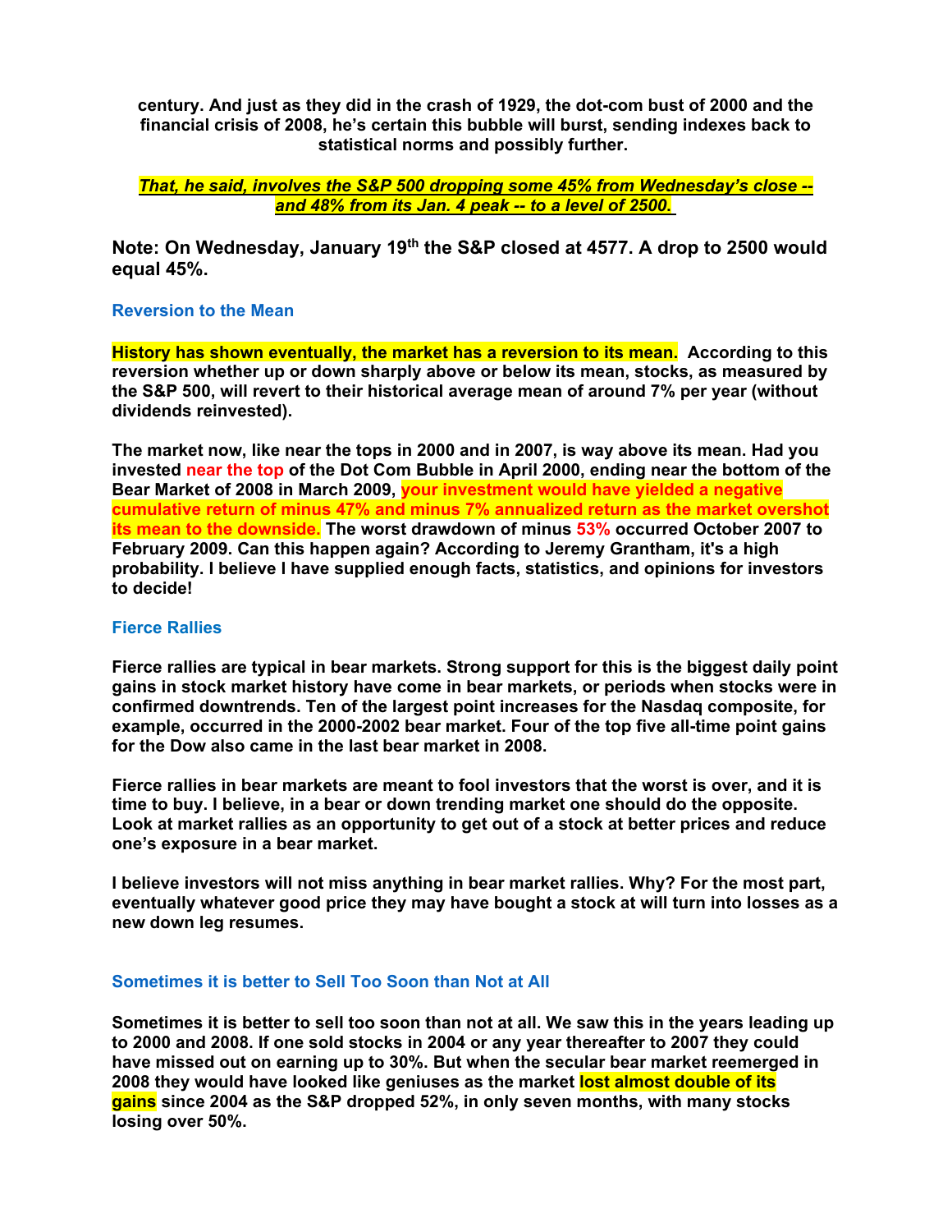**century. And just as they did in the crash of 1929, the dot-com bust of 2000 and the financial crisis of 2008, he's certain this bubble will burst, sending indexes back to statistical norms and possibly further.**

***That, he said, involves the S&P 500 dropping some 45% from Wednesday's close -- and 48% from its Jan. 4 peak -- to a level of 2500.***

**Note: On Wednesday, January 19th the S&P closed at 4577. A drop to 2500 would equal 45%.**

### Reversion to the Mean

**History has shown eventually, the market has a reversion to its mean. According to this reversion whether up or down sharply above or below its mean, stocks, as measured by the S&P 500, will revert to their historical average mean of around 7% per year (without dividends reinvested).**

**The market now, like near the tops in 2000 and in 2007, is way above its mean. Had you invested near the top of the Dot Com Bubble in April 2000, ending near the bottom of the Bear Market of 2008 in March 2009, your investment would have yielded a negative cumulative return of minus 47% and minus 7% annualized return as the market overshot its mean to the downside. The worst drawdown of minus 53% occurred October 2007 to February 2009. Can this happen again? According to Jeremy Grantham, it's a high probability. I believe I have supplied enough facts, statistics, and opinions for investors to decide!**

### Fierce Rallies

**Fierce rallies are typical in bear markets. Strong support for this is the biggest daily point gains in stock market history have come in bear markets, or periods when stocks were in confirmed downtrends. Ten of the largest point increases for the Nasdaq composite, for example, occurred in the 2000-2002 bear market. Four of the top five all-time point gains for the Dow also came in the last bear market in 2008.**

**Fierce rallies in bear markets are meant to fool investors that the worst is over, and it is time to buy. I believe, in a bear or down trending market one should do the opposite. Look at market rallies as an opportunity to get out of a stock at better prices and reduce one's exposure in a bear market.**

**I believe investors will not miss anything in bear market rallies. Why? For the most part, eventually whatever good price they may have bought a stock at will turn into losses as a new down leg resumes.**

### Sometimes it is better to Sell Too Soon than Not at All

**Sometimes it is better to sell too soon than not at all. We saw this in the years leading up to 2000 and 2008. If one sold stocks in 2004 or any year thereafter to 2007 they could have missed out on earning up to 30%. But when the secular bear market reemerged in 2008 they would have looked like geniuses as the market lost almost double of its gains since 2004 as the S&P dropped 52%, in only seven months, with many stocks losing over 50%.**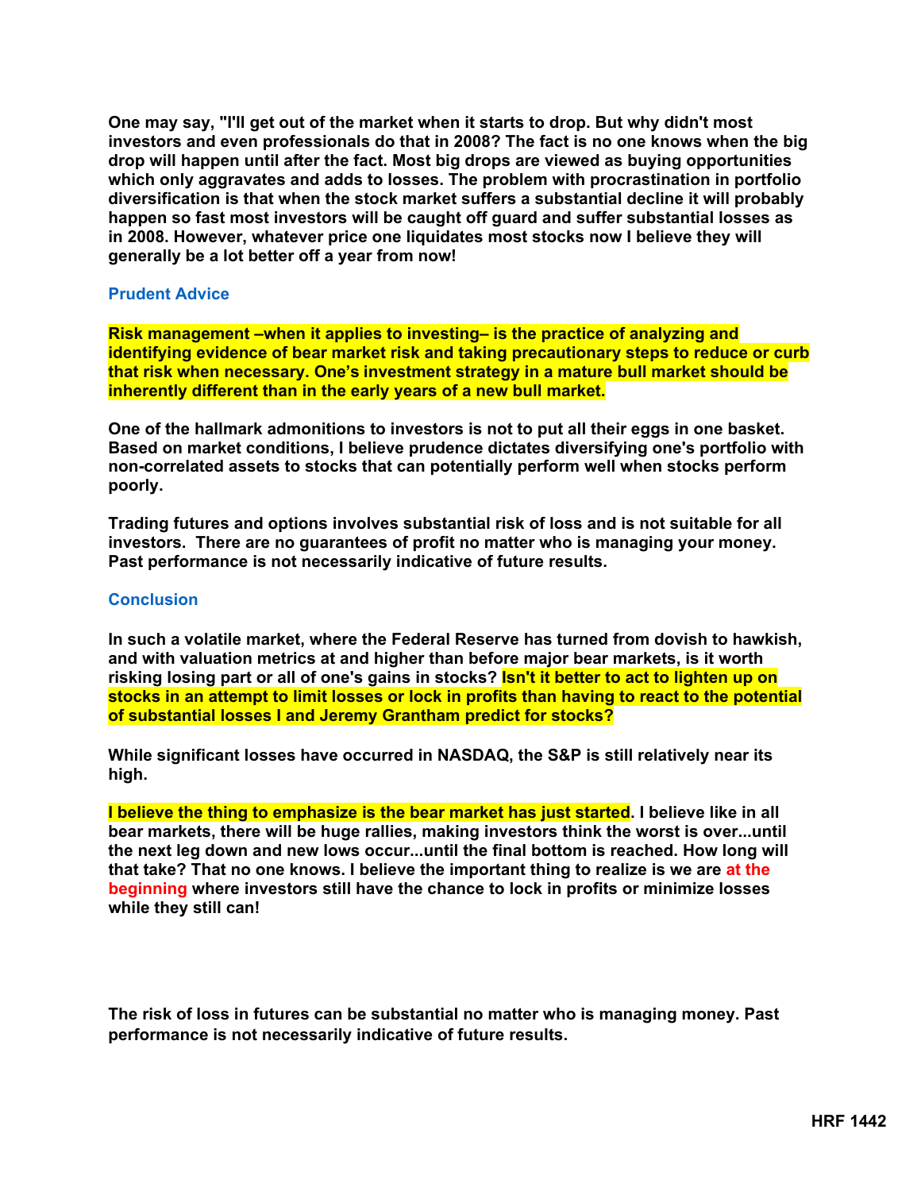**One may say, "I'll get out of the market when it starts to drop. But why didn't most investors and even professionals do that in 2008? The fact is no one knows when the big drop will happen until after the fact. Most big drops are viewed as buying opportunities which only aggravates and adds to losses. The problem with procrastination in portfolio diversification is that when the stock market suffers a substantial decline it will probably happen so fast most investors will be caught off guard and suffer substantial losses as in 2008. However, whatever price one liquidates most stocks now I believe they will generally be a lot better off a year from now!**

## Prudent Advice

**Risk management –when it applies to investing– is the practice of analyzing and identifying evidence of bear market risk and taking precautionary steps to reduce or curb that risk when necessary. One's investment strategy in a mature bull market should be inherently different than in the early years of a new bull market.**

**One of the hallmark admonitions to investors is not to put all their eggs in one basket. Based on market conditions, I believe prudence dictates diversifying one's portfolio with non-correlated assets to stocks that can potentially perform well when stocks perform poorly.**

**Trading futures and options involves substantial risk of loss and is not suitable for all investors. There are no guarantees of profit no matter who is managing your money. Past performance is not necessarily indicative of future results.**

## Conclusion

**In such a volatile market, where the Federal Reserve has turned from dovish to hawkish, and with valuation metrics at and higher than before major bear markets, is it worth risking losing part or all of one's gains in stocks? Isn't it better to act to lighten up on stocks in an attempt to limit losses or lock in profits than having to react to the potential of substantial losses I and Jeremy Grantham predict for stocks?**

**While significant losses have occurred in NASDAQ, the S&P is still relatively near its high.**

**I believe the thing to emphasize is the bear market has just started. I believe like in all bear markets, there will be huge rallies, making investors think the worst is over...until the next leg down and new lows occur...until the final bottom is reached. How long will that take? That no one knows. I believe the important thing to realize is we are at the beginning where investors still have the chance to lock in profits or minimize losses while they still can!**

**The risk of loss in futures can be substantial no matter who is managing money. Past performance is not necessarily indicative of future results.**

**HRF 1442**